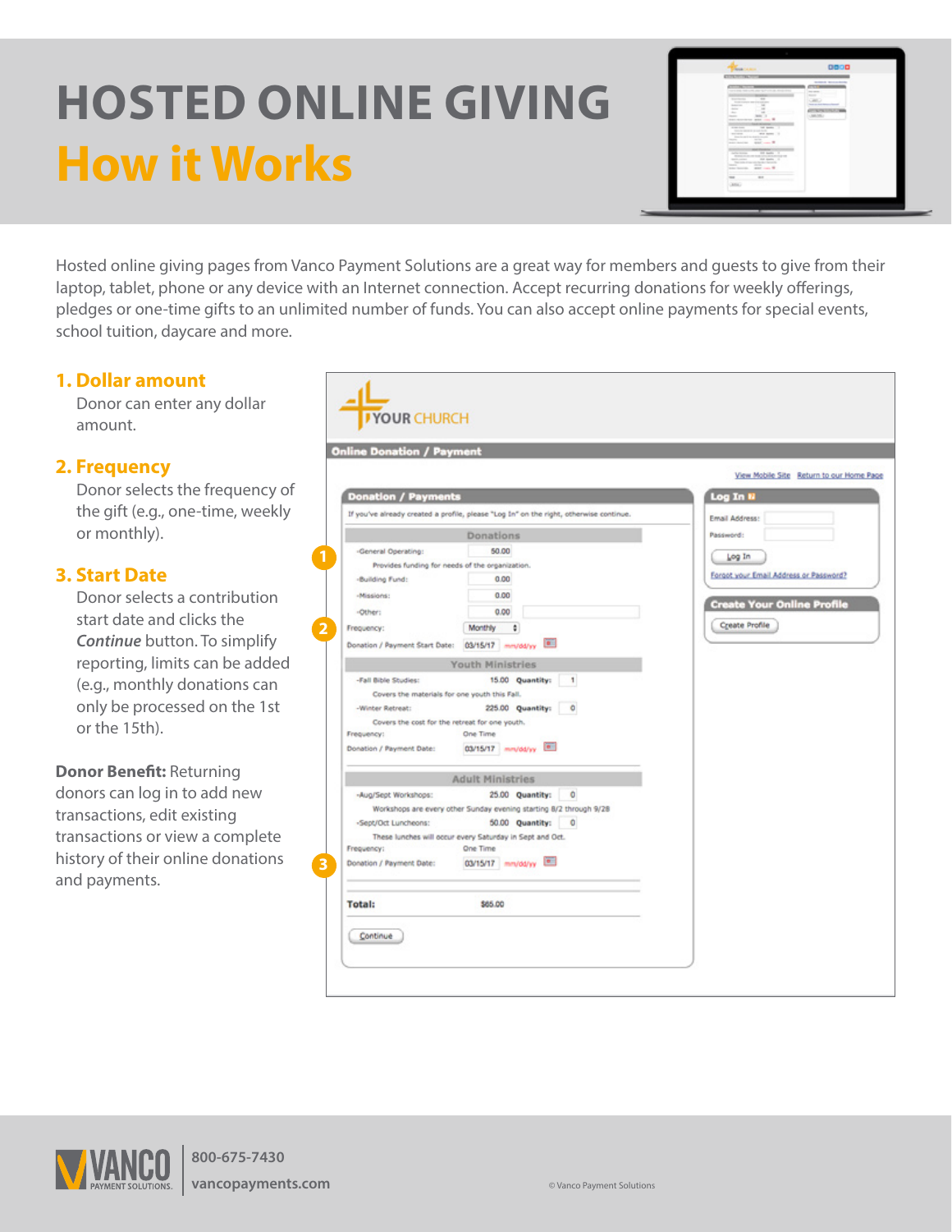# HOSTED ONLINE GIVING

## How it Works

Hosted online giving pages from Vanco Payment Solutions are a great way for members and guests to give from their laptop, tablet, phone or any device with an Internet connection. Accept recurring donations for weekly offerings, pledges or one-time gifts to an unlimited number of funds. You can also accept online payments for special events, school tuition, daycare and more.

### 1. Dollar amount

Donor can enter any dollar amount.

### 2. Frequency

Donor selects the frequency of the gift (e.g., one-time, weekly or monthly).

### 3. Start Date

Donor selects a contribution start date and clicks the ***Continue*** button. To simplify reporting, limits can be added (e.g., monthly donations can only be processed on the 1st or the 15th).

**Donor Benefit:** Returning donors can log in to add new transactions, edit existing transactions or view a complete history of their online donations and payments.

YOUR CHURCH

**Online Donation / Payment**

View Mobile Site | Return to our Home Page

**Donation / Payments**

If you've already created a profile, please "Log In" on the right, otherwise continue.

**Donations**

| | |
|---|---|
| -General Operating: | 50.00 |
| Provides funding for needs of the organization. | |
| -Building Fund: | 0.00 |
| -Missions: | 0.00 |
| -Other: | 0.00 |
| Frequency: | Monthly |
| Donation / Payment Start Date: | 03/15/17 mm/dd/yy |

**Youth Ministries**

| | | |
|---|---|---|
| -Fall Bible Studies: | 15.00 | Quantity: 1 |
| Covers the materials for one youth this Fall. | | |
| -Winter Retreat: | 225.00 | Quantity: 0 |
| Covers the cost for the retreat for one youth. | | |
| Frequency: | One Time | |
| Donation / Payment Date: | 03/15/17 mm/dd/yy | |

**Adult Ministries**

| | | |
|---|---|---|
| -Aug/Sept Workshops: | 25.00 | Quantity: 0 |
| Workshops are every other Sunday evening starting 8/2 through 9/28 | | |
| -Sept/Oct Luncheons: | 50.00 | Quantity: 0 |
| These lunches will occur every Saturday in Sept and Oct. | | |
| Frequency: | One Time | |
| Donation / Payment Date: | 03/15/17 mm/dd/yy | |

**Total:** $65.00

Continue

**Log In**

Email Address:

Password:

Log In

Forgot your Email Address or Password?

**Create Your Online Profile**

Create Profile

VANCO PAYMENT SOLUTIONS | 800-675-7430 | vancopayments.com

© Vanco Payment Solutions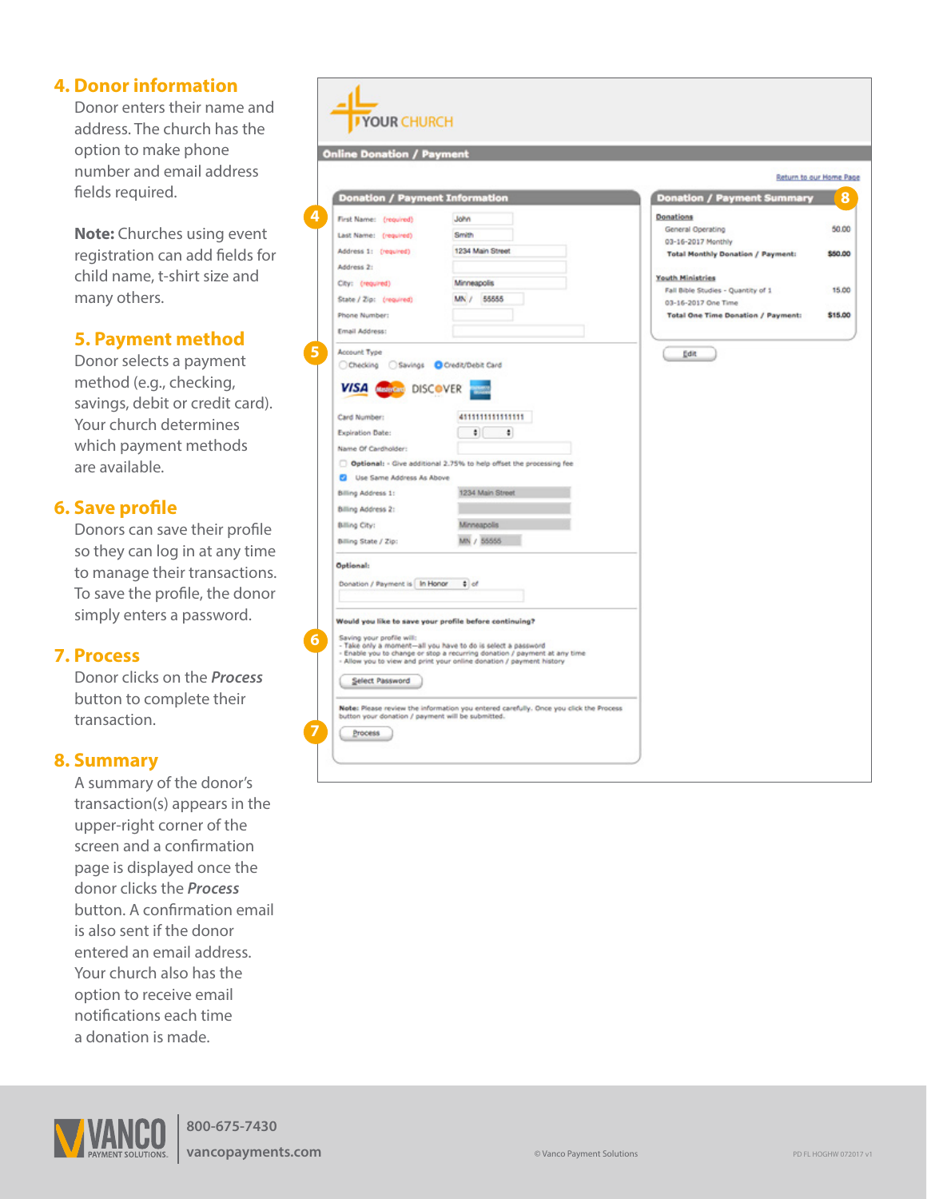## 4. Donor information

Donor enters their name and address. The church has the option to make phone number and email address fields required.

**Note:** Churches using event registration can add fields for child name, t-shirt size and many others.

## 5. Payment method

Donor selects a payment method (e.g., checking, savings, debit or credit card). Your church determines which payment methods are available.

## 6. Save profile

Donors can save their profile so they can log in at any time to manage their transactions. To save the profile, the donor simply enters a password.

## 7. Process

Donor clicks on the ***Process*** button to complete their transaction.

## 8. Summary

A summary of the donor's transaction(s) appears in the upper-right corner of the screen and a confirmation page is displayed once the donor clicks the ***Process*** button. A confirmation email is also sent if the donor entered an email address. Your church also has the option to receive email notifications each time a donation is made.

YOUR CHURCH

Online Donation / Payment

Return to our Home Page

**Donation / Payment Information**

4

First Name: (required) John

Last Name: (required) Smith

Address 1: (required) 1234 Main Street

Address 2:

City: (required) Minneapolis

State / Zip: (required) MN / 55555

Phone Number:

Email Address:

5

Account Type

Checking Savings Credit/Debit Card

VISA DISCOVER

Card Number: 4111111111111111

Expiration Date:

Name Of Cardholder:

Optional: - Give additional 2.75% to help offset the processing fee

Use Same Address As Above

Billing Address 1: 1234 Main Street

Billing Address 2:

Billing City: Minneapolis

Billing State / Zip: MN / 55555

Optional:

Donation / Payment is In Honor of

6

Would you like to save your profile before continuing?

Saving your profile will:
- Take only a moment—all you have to do is select a password
- Enable you to change or stop a recurring donation / payment at any time
- Allow you to view and print your online donation / payment history

Select Password

7

Note: Please review the information you entered carefully. Once you click the Process button your donation / payment will be submitted.

Process

**Donation / Payment Summary** 8

| | |
|---|---|
| **Donations** | |
| General Operating | 50.00 |
| 03-16-2017 Monthly | |
| **Total Monthly Donation / Payment:** | **$50.00** |
| **Youth Ministries** | |
| Fall Bible Studies - Quantity of 1 | 15.00 |
| 03-16-2017 One Time | |
| **Total One Time Donation / Payment:** | **$15.00** |

Edit

VANCO PAYMENT SOLUTIONS

800-675-7430

vancopayments.com

© Vanco Payment Solutions

PD FL HOGHW 072017 v1